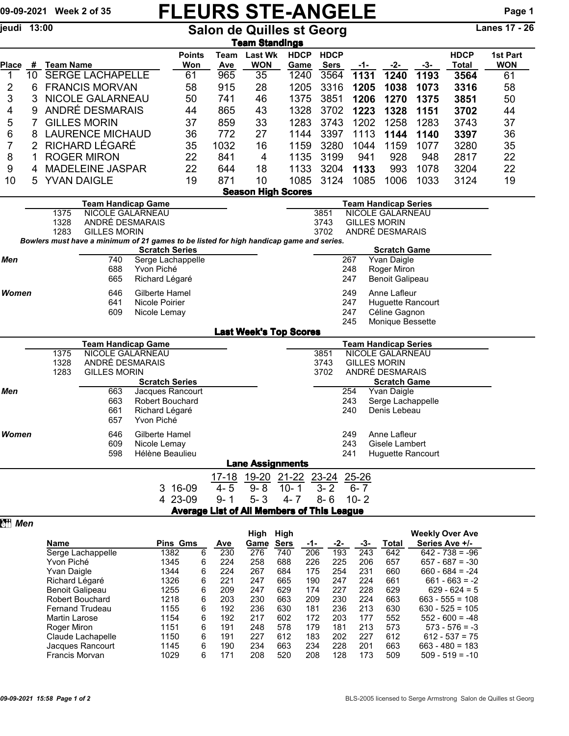# FLEURS STE-ANGELE

09-09-2021 Week 2 of 35

jeudi 13:00

## Salon de Quilles st Georg

Lanes 17 - 26

### Team Standings

| Place | # | Team Name | Points Won | Team Ave | Last Wk WON | HDCP Game | HDCP Sers | -1- | -2- | -3- | HDCP Total | 1st Part WON |
|---|---|---|---|---|---|---|---|---|---|---|---|---|
| 1 | 10 | SERGE LACHAPELLE | 61 | 965 | 35 | 1240 | 3564 | **1131** | **1240** | **1193** | **3564** | 61 |
| 2 | 6 | FRANCIS MORVAN | 58 | 915 | 28 | 1205 | 3316 | **1205** | **1038** | **1073** | **3316** | 58 |
| 3 | 3 | NICOLE GALARNEAU | 50 | 741 | 46 | 1375 | 3851 | **1206** | **1270** | **1375** | **3851** | 50 |
| 4 | 9 | ANDRÉ DESMARAIS | 44 | 865 | 43 | 1328 | 3702 | **1223** | **1328** | **1151** | **3702** | 44 |
| 5 | 7 | GILLES MORIN | 37 | 859 | 33 | 1283 | 3743 | 1202 | 1258 | 1283 | 3743 | 37 |
| 6 | 8 | LAURENCE MICHAUD | 36 | 772 | 27 | 1144 | 3397 | 1113 | **1144** | **1140** | **3397** | 36 |
| 7 | 2 | RICHARD LÉGARÉ | 35 | 1032 | 16 | 1159 | 3280 | 1044 | 1159 | 1077 | 3280 | 35 |
| 8 | 1 | ROGER MIRON | 22 | 841 | 4 | 1135 | 3199 | 941 | 928 | 948 | 2817 | 22 |
| 9 | 4 | MADELEINE JASPAR | 22 | 644 | 18 | 1133 | 3204 | **1133** | 993 | 1078 | 3204 | 22 |
| 10 | 5 | YVAN DAIGLE | 19 | 871 | 10 | 1085 | 3124 | 1085 | 1006 | 1033 | 3124 | 19 |

### Season High Scores

**Team Handicap Game**

| Score | Team |
|---|---|
| 1375 | NICOLE GALARNEAU |
| 1328 | ANDRÉ DESMARAIS |
| 1283 | GILLES MORIN |

**Team Handicap Series**

| Score | Team |
|---|---|
| 3851 | NICOLE GALARNEAU |
| 3743 | GILLES MORIN |
| 3702 | ANDRÉ DESMARAIS |

*Bowlers must have a minimum of 21 games to be listed for high handicap game and series.*

**Scratch Series**

| | Score | Name |
|---|---|---|
| *Men* | 740 | Serge Lachappelle |
| | 688 | Yvon Piché |
| | 665 | Richard Légaré |
| *Women* | 646 | Gilberte Hamel |
| | 641 | Nicole Poirier |
| | 609 | Nicole Lemay |

**Scratch Game**

| | Score | Name |
|---|---|---|
| *Men* | 267 | Yvan Daigle |
| | 248 | Roger Miron |
| | 247 | Benoit Galipeau |
| *Women* | 249 | Anne Lafleur |
| | 247 | Huguette Rancourt |
| | 247 | Céline Gagnon |
| | 245 | Monique Bessette |

### Last Week's Top Scores

**Team Handicap Game**

| Score | Team |
|---|---|
| 1375 | NICOLE GALARNEAU |
| 1328 | ANDRÉ DESMARAIS |
| 1283 | GILLES MORIN |

**Team Handicap Series**

| Score | Team |
|---|---|
| 3851 | NICOLE GALARNEAU |
| 3743 | GILLES MORIN |
| 3702 | ANDRÉ DESMARAIS |

**Scratch Series**

| | Score | Name |
|---|---|---|
| *Men* | 663 | Jacques Rancourt |
| | 663 | Robert Bouchard |
| | 661 | Richard Légaré |
| | 657 | Yvon Piché |
| *Women* | 646 | Gilberte Hamel |
| | 609 | Nicole Lemay |
| | 598 | Hélène Beaulieu |

**Scratch Game**

| | Score | Name |
|---|---|---|
| *Men* | 254 | Yvan Daigle |
| | 243 | Serge Lachappelle |
| | 240 | Denis Lebeau |
| *Women* | 249 | Anne Lafleur |
| | 243 | Gisele Lambert |
| | 241 | Huguette Rancourt |

### Lane Assignments

| | 17-18 | 19-20 | 21-22 | 23-24 | 25-26 |
|---|---|---|---|---|---|
| 3 16-09 | 4- 5 | 9- 8 | 10- 1 | 3- 2 | 6- 7 |
| 4 23-09 | 9- 1 | 5- 3 | 4- 7 | 8- 6 | 10- 2 |

### Average List of All Members of This League

*Men*

| Name | Pins | Gms | Ave | High Game | High Sers | -1- | -2- | -3- | Total | Weekly Over Ave Series Ave +/- |
|---|---|---|---|---|---|---|---|---|---|---|
| Serge Lachappelle | 1382 | 6 | 230 | 276 | 740 | 206 | 193 | 243 | 642 | 642 - 738 = -96 |
| Yvon Piché | 1345 | 6 | 224 | 258 | 688 | 226 | 225 | 206 | 657 | 657 - 687 = -30 |
| Yvan Daigle | 1344 | 6 | 224 | 267 | 684 | 175 | 254 | 231 | 660 | 660 - 684 = -24 |
| Richard Légaré | 1326 | 6 | 221 | 247 | 665 | 190 | 247 | 224 | 661 | 661 - 663 = -2 |
| Benoit Galipeau | 1255 | 6 | 209 | 247 | 629 | 174 | 227 | 228 | 629 | 629 - 624 = 5 |
| Robert Bouchard | 1218 | 6 | 203 | 230 | 663 | 209 | 230 | 224 | 663 | 663 - 555 = 108 |
| Fernand Trudeau | 1155 | 6 | 192 | 236 | 630 | 181 | 236 | 213 | 630 | 630 - 525 = 105 |
| Martin Larose | 1154 | 6 | 192 | 217 | 602 | 172 | 203 | 177 | 552 | 552 - 600 = -48 |
| Roger Miron | 1151 | 6 | 191 | 248 | 578 | 179 | 181 | 213 | 573 | 573 - 576 = -3 |
| Claude Lachapelle | 1150 | 6 | 191 | 227 | 612 | 183 | 202 | 227 | 612 | 612 - 537 = 75 |
| Jacques Rancourt | 1145 | 6 | 190 | 234 | 663 | 234 | 228 | 201 | 663 | 663 - 480 = 183 |
| Francis Morvan | 1029 | 6 | 171 | 208 | 520 | 208 | 128 | 173 | 509 | 509 - 519 = -10 |

*09-09-2021 15:58 Page 1 of 2*

BLS-2005 licensed to Serge Armstrong Salon de Quilles st Georg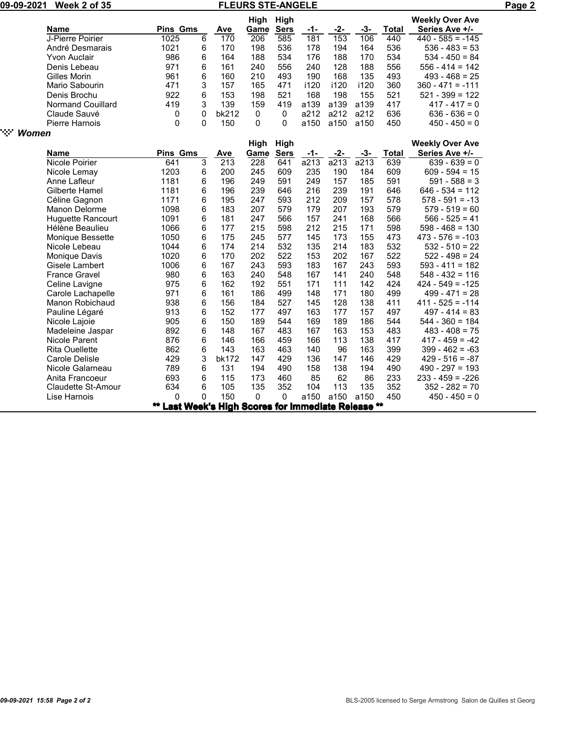| Name | Pins | Gms | Ave | High Game | High Sers | -1- | -2- | -3- | Total | Weekly Over Ave Series Ave +/- |
|---|---|---|---|---|---|---|---|---|---|---|
| J-Pierre Poirier | 1025 | 6 | 170 | 206 | 585 | 181 | 153 | 106 | 440 | 440 - 585 = -145 |
| André Desmarais | 1021 | 6 | 170 | 198 | 536 | 178 | 194 | 164 | 536 | 536 - 483 = 53 |
| Yvon Auclair | 986 | 6 | 164 | 188 | 534 | 176 | 188 | 170 | 534 | 534 - 450 = 84 |
| Denis Lebeau | 971 | 6 | 161 | 240 | 556 | 240 | 128 | 188 | 556 | 556 - 414 = 142 |
| Gilles Morin | 961 | 6 | 160 | 210 | 493 | 190 | 168 | 135 | 493 | 493 - 468 = 25 |
| Mario Sabourin | 471 | 3 | 157 | 165 | 471 | i120 | i120 | i120 | 360 | 360 - 471 = -111 |
| Denis Brochu | 922 | 6 | 153 | 198 | 521 | 168 | 198 | 155 | 521 | 521 - 399 = 122 |
| Normand Couillard | 419 | 3 | 139 | 159 | 419 | a139 | a139 | a139 | 417 | 417 - 417 = 0 |
| Claude Sauvé | 0 | 0 | bk212 | 0 | 0 | a212 | a212 | a212 | 636 | 636 - 636 = 0 |
| Pierre Harnois | 0 | 0 | 150 | 0 | 0 | a150 | a150 | a150 | 450 | 450 - 450 = 0 |

## Women

| Name | Pins | Gms | Ave | High Game | High Sers | -1- | -2- | -3- | Total | Weekly Over Ave Series Ave +/- |
|---|---|---|---|---|---|---|---|---|---|---|
| Nicole Poirier | 641 | 3 | 213 | 228 | 641 | a213 | a213 | a213 | 639 | 639 - 639 = 0 |
| Nicole Lemay | 1203 | 6 | 200 | 245 | 609 | 235 | 190 | 184 | 609 | 609 - 594 = 15 |
| Anne Lafleur | 1181 | 6 | 196 | 249 | 591 | 249 | 157 | 185 | 591 | 591 - 588 = 3 |
| Gilberte Hamel | 1181 | 6 | 196 | 239 | 646 | 216 | 239 | 191 | 646 | 646 - 534 = 112 |
| Céline Gagnon | 1171 | 6 | 195 | 247 | 593 | 212 | 209 | 157 | 578 | 578 - 591 = -13 |
| Manon Delorme | 1098 | 6 | 183 | 207 | 579 | 179 | 207 | 193 | 579 | 579 - 519 = 60 |
| Huguette Rancourt | 1091 | 6 | 181 | 247 | 566 | 157 | 241 | 168 | 566 | 566 - 525 = 41 |
| Hélène Beaulieu | 1066 | 6 | 177 | 215 | 598 | 212 | 215 | 171 | 598 | 598 - 468 = 130 |
| Monique Bessette | 1050 | 6 | 175 | 245 | 577 | 145 | 173 | 155 | 473 | 473 - 576 = -103 |
| Nicole Lebeau | 1044 | 6 | 174 | 214 | 532 | 135 | 214 | 183 | 532 | 532 - 510 = 22 |
| Monique Davis | 1020 | 6 | 170 | 202 | 522 | 153 | 202 | 167 | 522 | 522 - 498 = 24 |
| Gisele Lambert | 1006 | 6 | 167 | 243 | 593 | 183 | 167 | 243 | 593 | 593 - 411 = 182 |
| France Gravel | 980 | 6 | 163 | 240 | 548 | 167 | 141 | 240 | 548 | 548 - 432 = 116 |
| Celine Lavigne | 975 | 6 | 162 | 192 | 551 | 171 | 111 | 142 | 424 | 424 - 549 = -125 |
| Carole Lachapelle | 971 | 6 | 161 | 186 | 499 | 148 | 171 | 180 | 499 | 499 - 471 = 28 |
| Manon Robichaud | 938 | 6 | 156 | 184 | 527 | 145 | 128 | 138 | 411 | 411 - 525 = -114 |
| Pauline Légaré | 913 | 6 | 152 | 177 | 497 | 163 | 177 | 157 | 497 | 497 - 414 = 83 |
| Nicole Lajoie | 905 | 6 | 150 | 189 | 544 | 169 | 189 | 186 | 544 | 544 - 360 = 184 |
| Madeleine Jaspar | 892 | 6 | 148 | 167 | 483 | 167 | 163 | 153 | 483 | 483 - 408 = 75 |
| Nicole Parent | 876 | 6 | 146 | 166 | 459 | 166 | 113 | 138 | 417 | 417 - 459 = -42 |
| Rita Ouellette | 862 | 6 | 143 | 163 | 463 | 140 | 96 | 163 | 399 | 399 - 462 = -63 |
| Carole Delisle | 429 | 3 | bk172 | 147 | 429 | 136 | 147 | 146 | 429 | 429 - 516 = -87 |
| Nicole Galarneau | 789 | 6 | 131 | 194 | 490 | 158 | 138 | 194 | 490 | 490 - 297 = 193 |
| Anita Francoeur | 693 | 6 | 115 | 173 | 460 | 85 | 62 | 86 | 233 | 233 - 459 = -226 |
| Claudette St-Amour | 634 | 6 | 105 | 135 | 352 | 104 | 113 | 135 | 352 | 352 - 282 = 70 |
| Lise Harnois | 0 | 0 | 150 | 0 | 0 | a150 | a150 | a150 | 450 | 450 - 450 = 0 |

**** Last Week's High Scores for Immediate Release ****

BLS-2005 licensed to Serge Armstrong Salon de Quilles st Georg